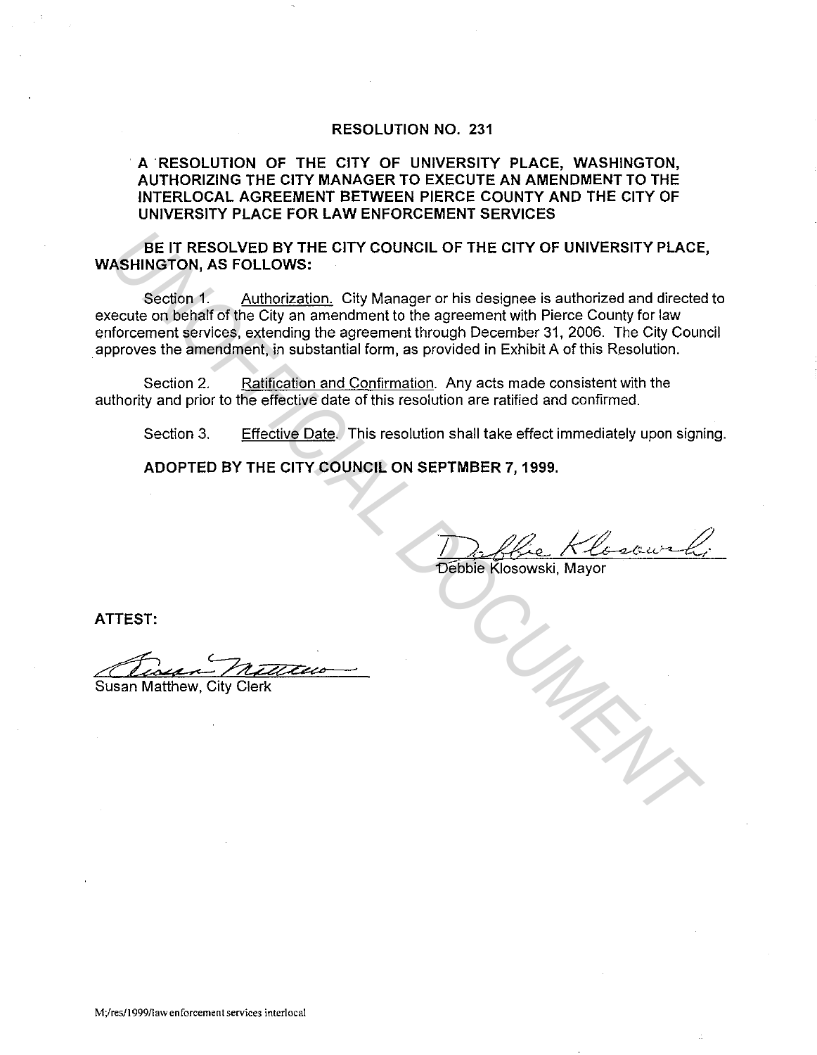# RESOLUTION NO. 231

## A RESOLUTION OF THE CITY OF UNIVERSITY PLACE, WASHINGTON, AUTHORIZING THE CITY MANAGER TO EXECUTE AN AMENDMENT TO THE INTERLOCAL AGREEMENT BETWEEN PIERCE COUNTY AND THE CITY OF UNIVERSITY PLACE FOR LAW ENFORCEMENT SERVICES

**BE IT RESOLVED BY THE CITY COUNCIL OF THE CITY OF UNIVERSITY PLACE, WASHINGTON, AS FOLLOWS:**

Section 1. Authorization. City Manager or his designee is authorized and directed to execute on behalf of the City an amendment to the agreement with Pierce County for law enforcement services, extending the agreement through December 31, 2006. The City Council approves the amendment, in substantial form, as provided in Exhibit A of this Resolution.

Section 2. Ratification and Confirmation. Any acts made consistent with the authority and prior to the effective date of this resolution are ratified and confirmed.

Section 3. Effective Date. This resolution shall take effect immediately upon signing.

**ADOPTED BY THE CITY COUNCIL ON SEPTMBER 7, 1999.**

Debbie Klosowski, Mayor

**ATTEST:**

Susan Matthew, City Clerk

M;/res/1999/law enforcement services interlocal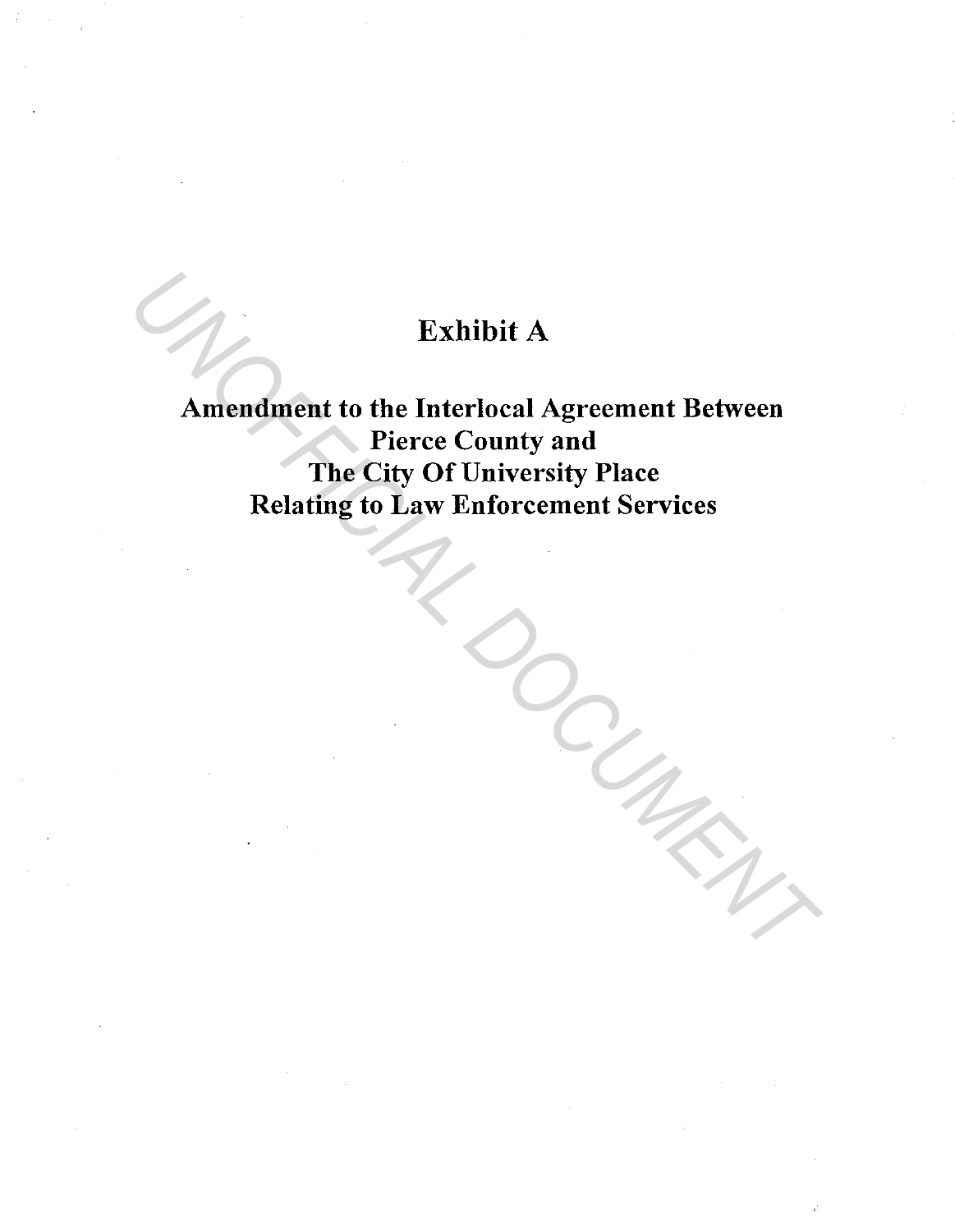# Exhibit A

## Amendment to the Interlocal Agreement Between Pierce County and The City Of University Place Relating to Law Enforcement Services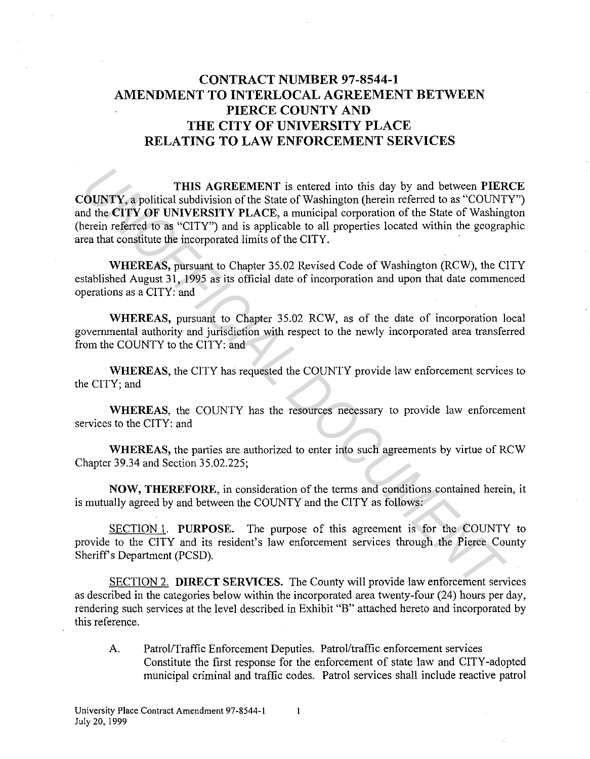# CONTRACT NUMBER 97-8544-1
# AMENDMENT TO INTERLOCAL AGREEMENT BETWEEN PIERCE COUNTY AND THE CITY OF UNIVERSITY PLACE RELATING TO LAW ENFORCEMENT SERVICES

**THIS AGREEMENT** is entered into this day by and between **PIERCE COUNTY**, a political subdivision of the State of Washington (herein referred to as "COUNTY") and the **CITY OF UNIVERSITY PLACE**, a municipal corporation of the State of Washington (herein referred to as "CITY") and is applicable to all properties located within the geographic area that constitute the incorporated limits of the CITY.

**WHEREAS,** pursuant to Chapter 35.02 Revised Code of Washington (RCW), the CITY established August 31, 1995 as its official date of incorporation and upon that date commenced operations as a CITY: and

**WHEREAS,** pursuant to Chapter 35.02 RCW, as of the date of incorporation local governmental authority and jurisdiction with respect to the newly incorporated area transferred from the COUNTY to the CITY: and

**WHEREAS,** the CITY has requested the COUNTY provide law enforcement services to the CITY; and

**WHEREAS,** the COUNTY has the resources necessary to provide law enforcement services to the CITY: and

**WHEREAS,** the parties are authorized to enter into such agreements by virtue of RCW Chapter 39.34 and Section 35.02.225;

**NOW, THEREFORE,** in consideration of the terms and conditions contained herein, it is mutually agreed by and between the COUNTY and the CITY as follows:

SECTION 1. **PURPOSE.** The purpose of this agreement is for the COUNTY to provide to the CITY and its resident's law enforcement services through the Pierce County Sheriff's Department (PCSD).

SECTION 2. **DIRECT SERVICES.** The County will provide law enforcement services as described in the categories below within the incorporated area twenty-four (24) hours per day, rendering such services at the level described in Exhibit "B" attached hereto and incorporated by this reference.

A. Patrol/Traffic Enforcement Deputies. Patrol/traffic enforcement services Constitute the first response for the enforcement of state law and CITY-adopted municipal criminal and traffic codes. Patrol services shall include reactive patrol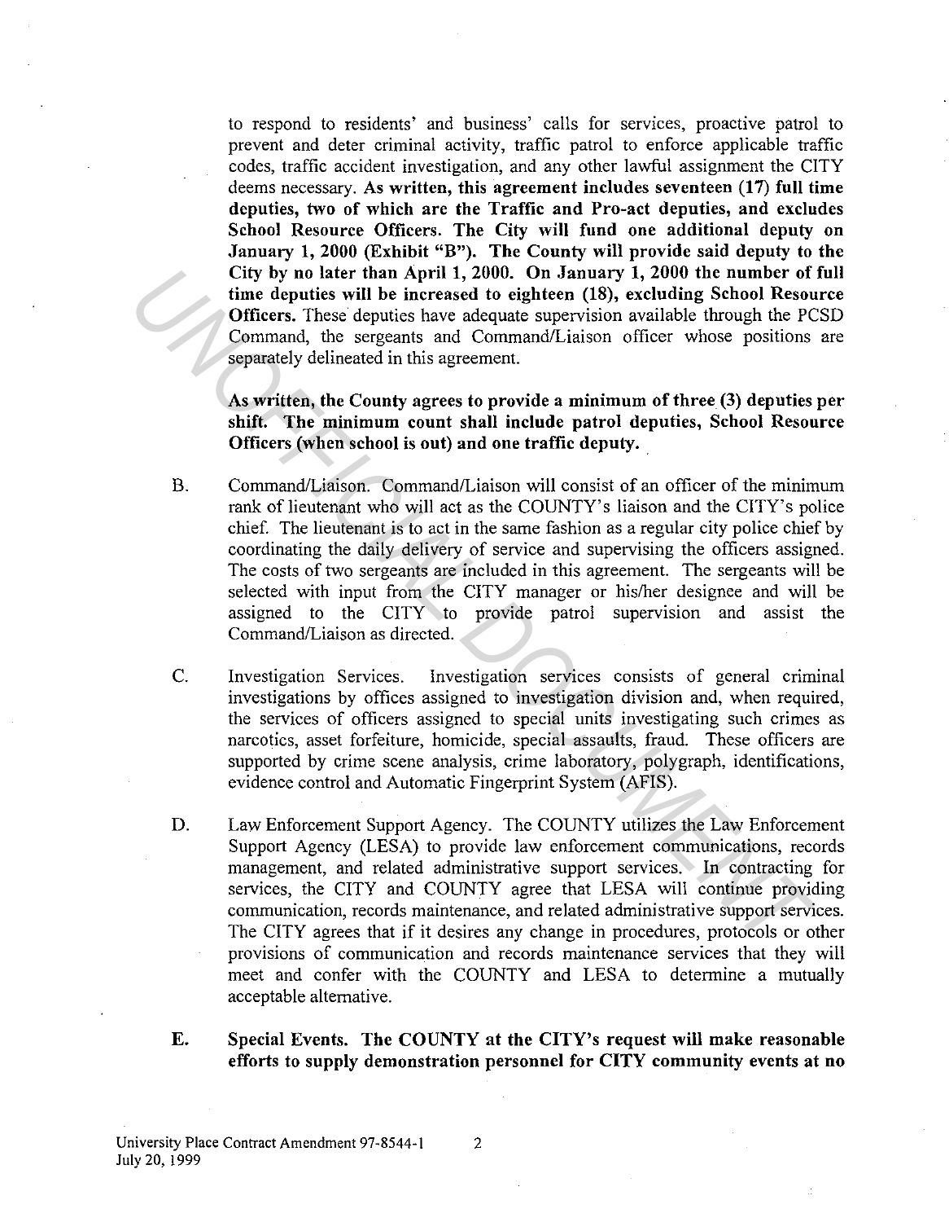to respond to residents' and business' calls for services, proactive patrol to prevent and deter criminal activity, traffic patrol to enforce applicable traffic codes, traffic accident investigation, and any other lawful assignment the CITY deems necessary. **As written, this agreement includes seventeen (17) full time deputies, two of which are the Traffic and Pro-act deputies, and excludes School Resource Officers. The City will fund one additional deputy on January 1, 2000 (Exhibit "B"). The County will provide said deputy to the City by no later than April 1, 2000. On January 1, 2000 the number of full time deputies will be increased to eighteen (18), excluding School Resource Officers.** These deputies have adequate supervision available through the PCSD Command, the sergeants and Command/Liaison officer whose positions are separately delineated in this agreement.

**As written, the County agrees to provide a minimum of three (3) deputies per shift. The minimum count shall include patrol deputies, School Resource Officers (when school is out) and one traffic deputy.**

B. Command/Liaison. Command/Liaison will consist of an officer of the minimum rank of lieutenant who will act as the COUNTY's liaison and the CITY's police chief. The lieutenant is to act in the same fashion as a regular city police chief by coordinating the daily delivery of service and supervising the officers assigned. The costs of two sergeants are included in this agreement. The sergeants will be selected with input from the CITY manager or his/her designee and will be assigned to the CITY to provide patrol supervision and assist the Command/Liaison as directed.

C. Investigation Services. Investigation services consists of general criminal investigations by offices assigned to investigation division and, when required, the services of officers assigned to special units investigating such crimes as narcotics, asset forfeiture, homicide, special assaults, fraud. These officers are supported by crime scene analysis, crime laboratory, polygraph, identifications, evidence control and Automatic Fingerprint System (AFIS).

D. Law Enforcement Support Agency. The COUNTY utilizes the Law Enforcement Support Agency (LESA) to provide law enforcement communications, records management, and related administrative support services. In contracting for services, the CITY and COUNTY agree that LESA will continue providing communication, records maintenance, and related administrative support services. The CITY agrees that if it desires any change in procedures, protocols or other provisions of communication and records maintenance services that they will meet and confer with the COUNTY and LESA to determine a mutually acceptable alternative.

**E. Special Events. The COUNTY at the CITY's request will make reasonable efforts to supply demonstration personnel for CITY community events at no**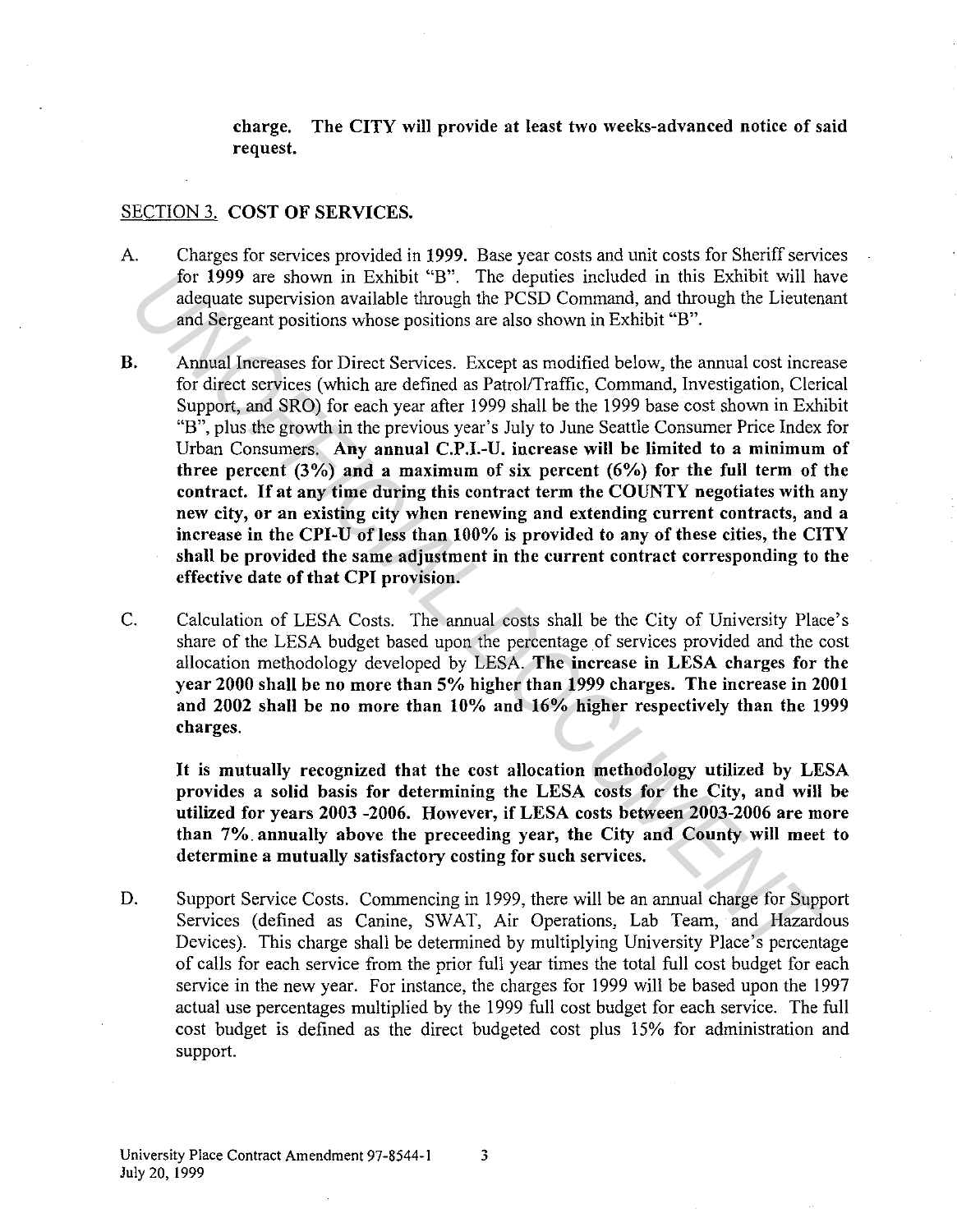**charge. The CITY will provide at least two weeks-advanced notice of said request.**

## SECTION 3. COST OF SERVICES.

A. Charges for services provided in **1999**. Base year costs and unit costs for Sheriff services for **1999** are shown in Exhibit "B". The deputies included in this Exhibit will have adequate supervision available through the PCSD Command, and through the Lieutenant and Sergeant positions whose positions are also shown in Exhibit "B".

**B.** Annual Increases for Direct Services. Except as modified below, the annual cost increase for direct services (which are defined as Patrol/Traffic, Command, Investigation, Clerical Support, and SRO) for each year after 1999 shall be the 1999 base cost shown in Exhibit "B", plus the growth in the previous year's July to June Seattle Consumer Price Index for Urban Consumers. **Any annual C.P.I.-U. increase will be limited to a minimum of three percent (3%) and a maximum of six percent (6%) for the full term of the contract. If at any time during this contract term the COUNTY negotiates with any new city, or an existing city when renewing and extending current contracts, and a increase in the CPI-U of less than 100% is provided to any of these cities, the CITY shall be provided the same adjustment in the current contract corresponding to the effective date of that CPI provision.**

C. Calculation of LESA Costs. The annual costs shall be the City of University Place's share of the LESA budget based upon the percentage of services provided and the cost allocation methodology developed by LESA. **The increase in LESA charges for the year 2000 shall be no more than 5% higher than 1999 charges. The increase in 2001 and 2002 shall be no more than 10% and 16% higher respectively than the 1999 charges.**

**It is mutually recognized that the cost allocation methodology utilized by LESA provides a solid basis for determining the LESA costs for the City, and will be utilized for years 2003 -2006. However, if LESA costs between 2003-2006 are more than 7% annually above the preceeding year, the City and County will meet to determine a mutually satisfactory costing for such services.**

D. Support Service Costs. Commencing in 1999, there will be an annual charge for Support Services (defined as Canine, SWAT, Air Operations, Lab Team, and Hazardous Devices). This charge shall be determined by multiplying University Place's percentage of calls for each service from the prior full year times the total full cost budget for each service in the new year. For instance, the charges for 1999 will be based upon the 1997 actual use percentages multiplied by the 1999 full cost budget for each service. The full cost budget is defined as the direct budgeted cost plus 15% for administration and support.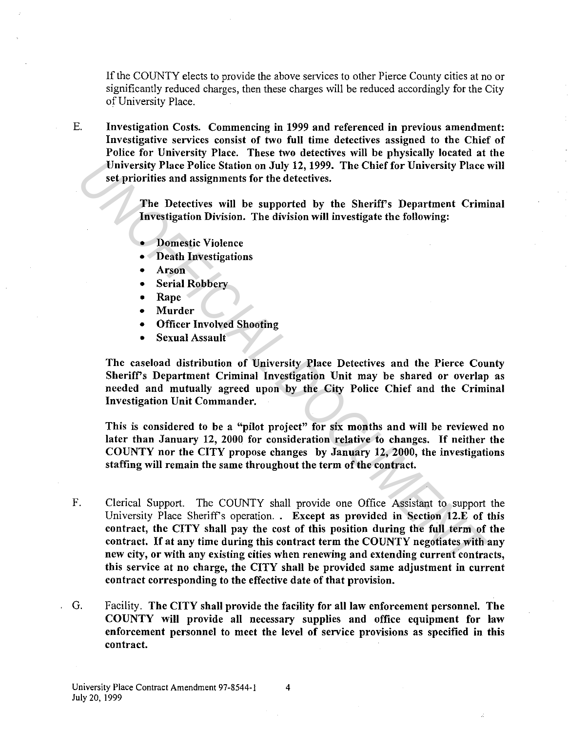If the COUNTY elects to provide the above services to other Pierce County cities at no or significantly reduced charges, then these charges will be reduced accordingly for the City of University Place.

E. **Investigation Costs. Commencing in 1999 and referenced in previous amendment: Investigative services consist of two full time detectives assigned to the Chief of Police for University Place. These two detectives will be physically located at the University Place Police Station on July 12, 1999. The Chief for University Place will set priorities and assignments for the detectives.**

**The Detectives will be supported by the Sheriff's Department Criminal Investigation Division. The division will investigate the following:**

- **Domestic Violence**
- **Death Investigations**
- **Arson**
- **Serial Robbery**
- **Rape**
- **Murder**
- **Officer Involved Shooting**
- **Sexual Assault**

**The caseload distribution of University Place Detectives and the Pierce County Sheriff's Department Criminal Investigation Unit may be shared or overlap as needed and mutually agreed upon by the City Police Chief and the Criminal Investigation Unit Commander.**

**This is considered to be a "pilot project" for six months and will be reviewed no later than January 12, 2000 for consideration relative to changes. If neither the COUNTY nor the CITY propose changes by January 12, 2000, the investigations staffing will remain the same throughout the term of the contract.**

F. Clerical Support. The COUNTY shall provide one Office Assistant to support the University Place Sheriff's operation. . **Except as provided in Section 12.E of this contract, the CITY shall pay the cost of this position during the full term of the contract. If at any time during this contract term the COUNTY negotiates with any new city, or with any existing cities when renewing and extending current contracts, this service at no charge, the CITY shall be provided same adjustment in current contract corresponding to the effective date of that provision.**

G. Facility. **The CITY shall provide the facility for all law enforcement personnel. The COUNTY will provide all necessary supplies and office equipment for law enforcement personnel to meet the level of service provisions as specified in this contract.**

University Place Contract Amendment 97-8544-1
July 20, 1999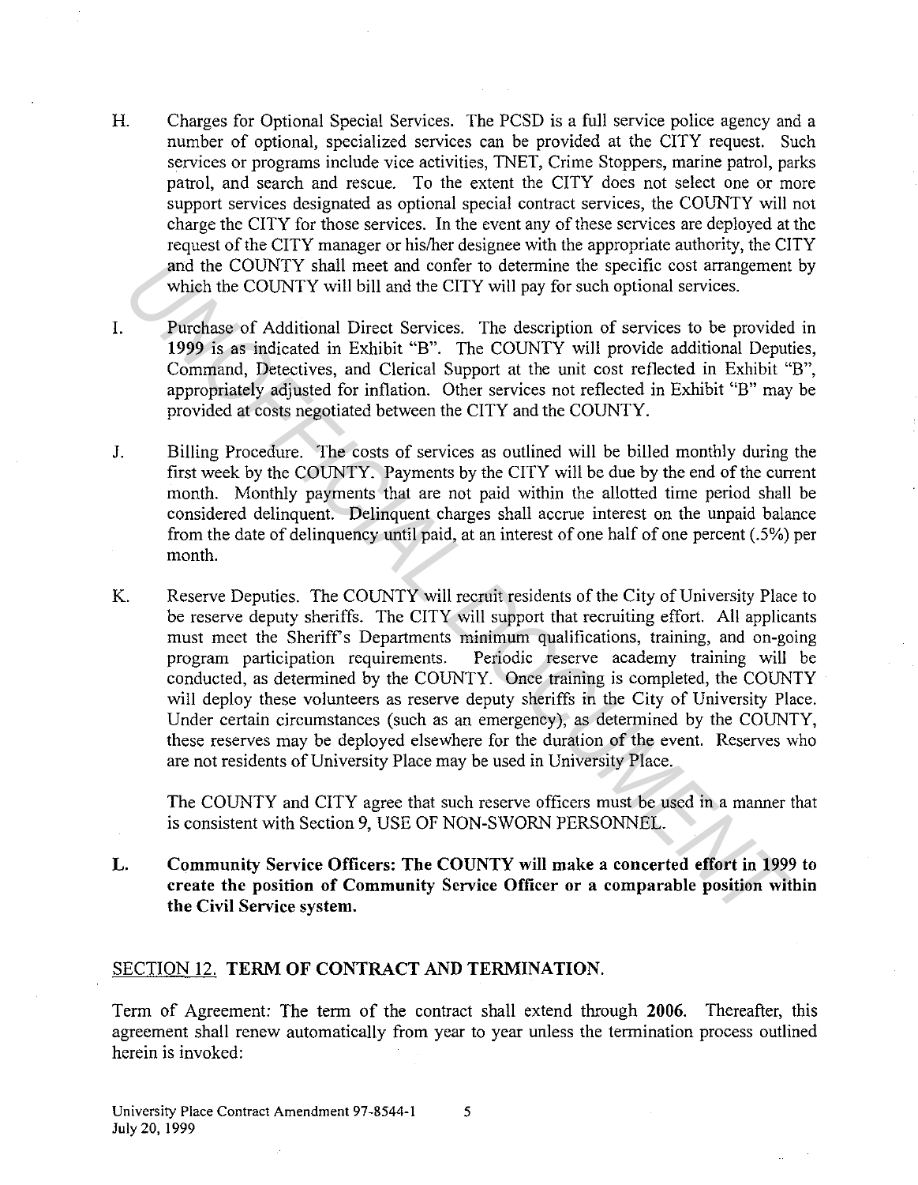H. Charges for Optional Special Services. The PCSD is a full service police agency and a number of optional, specialized services can be provided at the CITY request. Such services or programs include vice activities, TNET, Crime Stoppers, marine patrol, parks patrol, and search and rescue. To the extent the CITY does not select one or more support services designated as optional special contract services, the COUNTY will not charge the CITY for those services. In the event any of these services are deployed at the request of the CITY manager or his/her designee with the appropriate authority, the CITY and the COUNTY shall meet and confer to determine the specific cost arrangement by which the COUNTY will bill and the CITY will pay for such optional services.

I. Purchase of Additional Direct Services. The description of services to be provided in 1999 is as indicated in Exhibit "B". The COUNTY will provide additional Deputies, Command, Detectives, and Clerical Support at the unit cost reflected in Exhibit "B", appropriately adjusted for inflation. Other services not reflected in Exhibit "B" may be provided at costs negotiated between the CITY and the COUNTY.

J. Billing Procedure. The costs of services as outlined will be billed monthly during the first week by the COUNTY. Payments by the CITY will be due by the end of the current month. Monthly payments that are not paid within the allotted time period shall be considered delinquent. Delinquent charges shall accrue interest on the unpaid balance from the date of delinquency until paid, at an interest of one half of one percent (.5%) per month.

K. Reserve Deputies. The COUNTY will recruit residents of the City of University Place to be reserve deputy sheriffs. The CITY will support that recruiting effort. All applicants must meet the Sheriff's Departments minimum qualifications, training, and on-going program participation requirements. Periodic reserve academy training will be conducted, as determined by the COUNTY. Once training is completed, the COUNTY will deploy these volunteers as reserve deputy sheriffs in the City of University Place. Under certain circumstances (such as an emergency), as determined by the COUNTY, these reserves may be deployed elsewhere for the duration of the event. Reserves who are not residents of University Place may be used in University Place.

   The COUNTY and CITY agree that such reserve officers must be used in a manner that is consistent with Section 9, USE OF NON-SWORN PERSONNEL.

**L. Community Service Officers: The COUNTY will make a concerted effort in 1999 to create the position of Community Service Officer or a comparable position within the Civil Service system.**

## SECTION 12. TERM OF CONTRACT AND TERMINATION.

Term of Agreement: The term of the contract shall extend through **2006**. Thereafter, this agreement shall renew automatically from year to year unless the termination process outlined herein is invoked: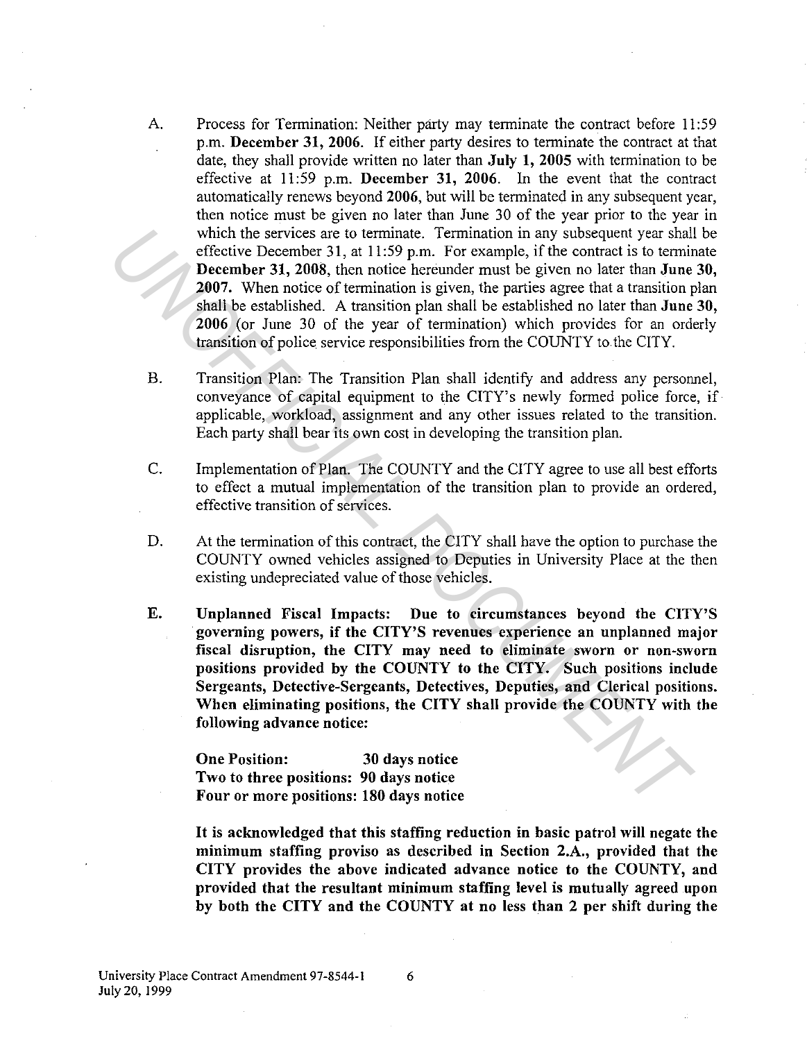A. Process for Termination: Neither party may terminate the contract before 11:59 p.m. **December 31, 2006**. If either party desires to terminate the contract at that date, they shall provide written no later than **July 1, 2005** with termination to be effective at 11:59 p.m. **December 31, 2006**. In the event that the contract automatically renews beyond **2006**, but will be terminated in any subsequent year, then notice must be given no later than June 30 of the year prior to the year in which the services are to terminate. Termination in any subsequent year shall be effective December 31, at 11:59 p.m. For example, if the contract is to terminate **December 31, 2008**, then notice hereunder must be given no later than **June 30, 2007**. When notice of termination is given, the parties agree that a transition plan shall be established. A transition plan shall be established no later than **June 30, 2006** (or June 30 of the year of termination) which provides for an orderly transition of police service responsibilities from the COUNTY to the CITY.

B. Transition Plan: The Transition Plan shall identify and address any personnel, conveyance of capital equipment to the CITY's newly formed police force, if applicable, workload, assignment and any other issues related to the transition. Each party shall bear its own cost in developing the transition plan.

C. Implementation of Plan. The COUNTY and the CITY agree to use all best efforts to effect a mutual implementation of the transition plan to provide an ordered, effective transition of services.

D. At the termination of this contract, the CITY shall have the option to purchase the COUNTY owned vehicles assigned to Deputies in University Place at the then existing undepreciated value of those vehicles.

**E. Unplanned Fiscal Impacts: Due to circumstances beyond the CITY'S governing powers, if the CITY'S revenues experience an unplanned major fiscal disruption, the CITY may need to eliminate sworn or non-sworn positions provided by the COUNTY to the CITY. Such positions include Sergeants, Detective-Sergeants, Detectives, Deputies, and Clerical positions. When eliminating positions, the CITY shall provide the COUNTY with the following advance notice:**

**One Position: 30 days notice**
**Two to three positions: 90 days notice**
**Four or more positions: 180 days notice**

**It is acknowledged that this staffing reduction in basic patrol will negate the minimum staffing proviso as described in Section 2.A., provided that the CITY provides the above indicated advance notice to the COUNTY, and provided that the resultant minimum staffing level is mutually agreed upon by both the CITY and the COUNTY at no less than 2 per shift during the**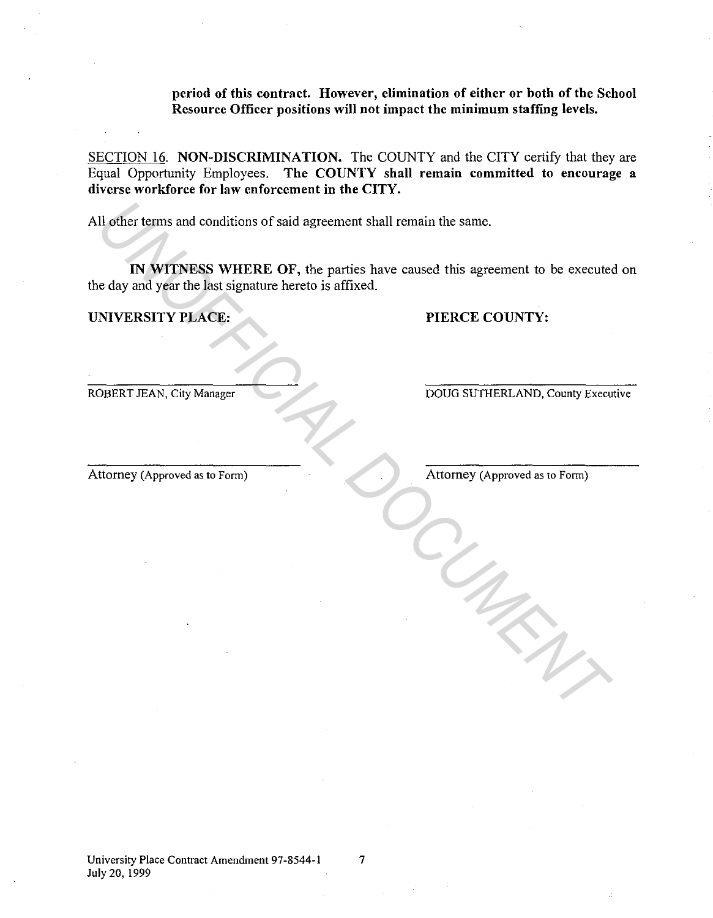**period of this contract. However, elimination of either or both of the School Resource Officer positions will not impact the minimum staffing levels.**

SECTION 16. **NON-DISCRIMINATION.** The COUNTY and the CITY certify that they are Equal Opportunity Employees. **The COUNTY shall remain committed to encourage a diverse workforce for law enforcement in the CITY.**

All other terms and conditions of said agreement shall remain the same.

**IN WITNESS WHERE OF,** the parties have caused this agreement to be executed on the day and year the last signature hereto is affixed.

| | |
|---|---|
| **UNIVERSITY PLACE:** | **PIERCE COUNTY:** |
| ROBERT JEAN, City Manager | DOUG SUTHERLAND, County Executive |
| Attorney (Approved as to Form) | Attorney (Approved as to Form) |

UNOFFICIAL DOCUMENT

University Place Contract Amendment 97-8544-1
July 20, 1999